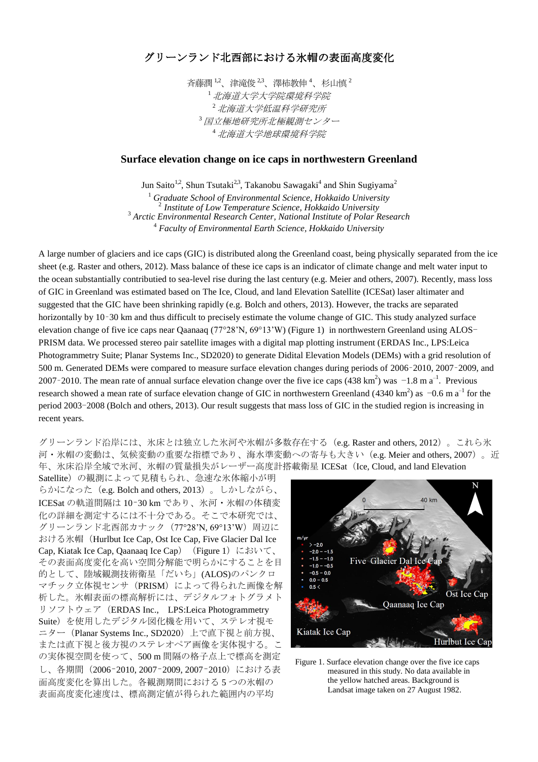# グリーンランド北西部における氷帽の表面高度変化

斉藤潤[1,2]、津滝俊[2,3]、澤柿教伸[4]、杉山慎[2]

[1] *北海道大学大学院環境科学院*
[2] *北海道大学低温科学研究所*
[3] *国立極地研究所北極観測センター*
[4] *北海道大学地球環境科学院*

## Surface elevation change on ice caps in northwestern Greenland

Jun Saito[1,2], Shun Tsutaki[2,3], Takanobu Sawagaki[4] and Shin Sugiyama[2]

[1] *Graduate School of Environmental Science, Hokkaido University*
[2] *Institute of Low Temperature Science, Hokkaido University*
[3] *Arctic Environmental Research Center, National Institute of Polar Research*
[4] *Faculty of Environmental Earth Science, Hokkaido University*

A large number of glaciers and ice caps (GIC) is distributed along the Greenland coast, being physically separated from the ice sheet (e.g. Raster and others, 2012). Mass balance of these ice caps is an indicator of climate change and melt water input to the ocean substantially contributied to sea-level rise during the last century (e.g. Meier and others, 2007). Recently, mass loss of GIC in Greenland was estimated based on The Ice, Cloud, and land Elevation Satellite (ICESat) laser altimater and suggested that the GIC have been shrinking rapidly (e.g. Bolch and others, 2013). However, the tracks are separated horizontally by 10‒30 km and thus difficult to precisely estimate the volume change of GIC. This study analyzed surface elevation change of five ice caps near Qaanaaq (77°28'N, 69°13'W) (Figure 1) in northwestern Greenland using ALOS‒PRISM data. We processed stereo pair satellite images with a digital map plotting instrument (ERDAS Inc., LPS:Leica Photogrammetry Suite; Planar Systems Inc., SD2020) to generate Didital Elevation Models (DEMs) with a grid resolution of 500 m. Generated DEMs were compared to measure surface elevation changes during periods of 2006‒2010, 2007‒2009, and 2007‒2010. The mean rate of annual surface elevation change over the five ice caps (438 $km^2$) was $-1.8$ m $a^{-1}$. Previous research showed a mean rate of surface elevation change of GIC in northwestern Greenland (4340 $km^2$) as $-0.6$ m $a^{-1}$ for the period 2003‒2008 (Bolch and others, 2013). Our result suggests that mass loss of GIC in the studied region is increasing in recent years.

グリーンランド沿岸には、氷床とは独立した氷河や氷帽が多数存在する（e.g. Raster and others, 2012）。これら氷河・氷帽の変動は、気候変動の重要な指標であり、海水準変動への寄与も大きい（e.g. Meier and others, 2007）。近年、氷床沿岸全域で氷河、氷帽の質量損失がレーザー高度計搭載衛星 ICESat（Ice, Cloud, and land Elevation Satellite）の観測によって見積もられ、急速な氷体縮小が明らかになった（e.g. Bolch and others, 2013）。しかしながら、ICESat の軌道間隔は 10‒30 km であり、氷河・氷帽の体積変化の詳細を測定するには不十分である。そこで本研究では、グリーンランド北西部カナック（77°28'N, 69°13'W）周辺における氷帽（Hurlbut Ice Cap, Ost Ice Cap, Five Glacier Dal Ice Cap, Kiatak Ice Cap, Qaanaaq Ice Cap）（Figure 1）において、その表面高度変化を高い空間分解能で明らかにすることを目的として、陸域観測技術衛星「だいち」(ALOS)のパンクロマチック立体視センサ（PRISM）によって得られた画像を解析した。氷帽表面の標高解析には、デジタルフォトグラメトリソフトウェア（ERDAS Inc., LPS:Leica Photogrammetry Suite）を使用したデジタル図化機を用いて、ステレオ視モニター（Planar Systems Inc., SD2020）上で直下視と前方視、または直下視と後方視のステレオペア画像を実体視する。この実体視空間を使って、500 m 間隔の格子点上で標高を測定し、各期間（2006‒2010, 2007‒2009, 2007‒2010）における表面高度変化を算出した。各観測期間における 5 つの氷帽の表面高度変化速度は、標高測定値が得られた範囲内の平均

Figure 1. Surface elevation change over the five ice caps measured in this study. No data available in the yellow hatched areas. Background is Landsat image taken on 27 August 1982.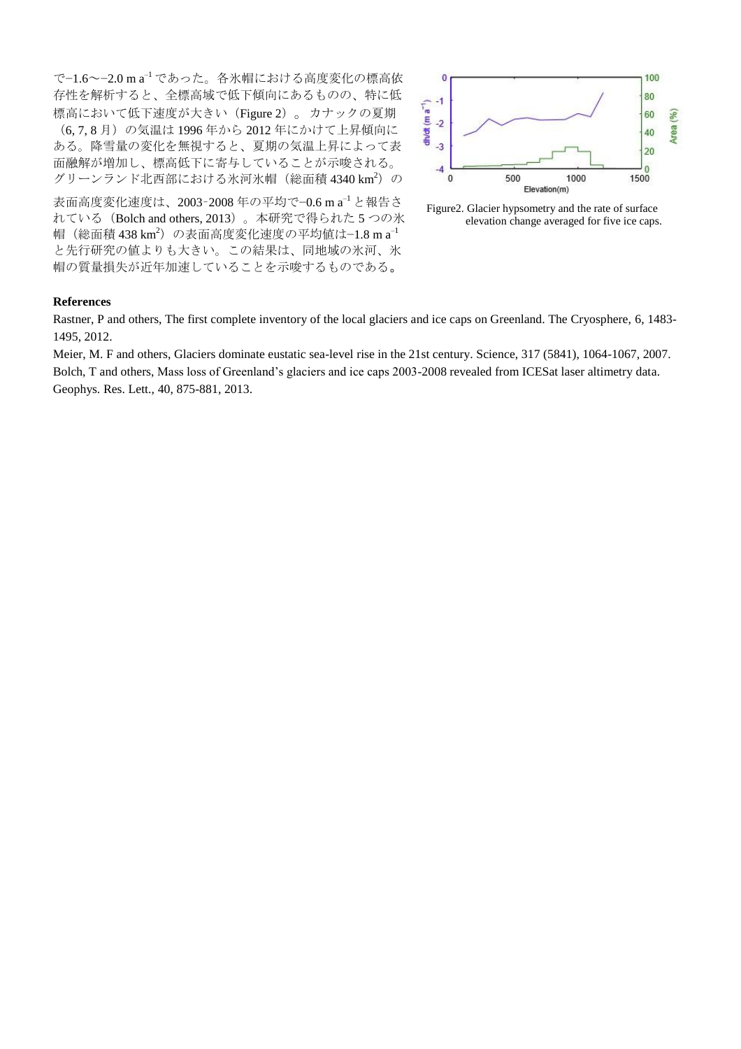で−1.6〜−2.0 m $a^{-1}$ であった。各氷帽における高度変化の標高依存性を解析すると、全標高域で低下傾向にあるものの、特に低標高において低下速度が大きい（Figure 2）。カナックの夏期（6, 7, 8 月）の気温は 1996 年から 2012 年にかけて上昇傾向にある。降雪量の変化を無視すると、夏期の気温上昇によって表面融解が増加し、標高低下に寄与していることが示唆される。グリーンランド北西部における氷河氷帽（総面積 4340 $km^2$）の表面高度変化速度は、2003–2008 年の平均で−0.6 m $a^{-1}$ と報告されている（Bolch and others, 2013）。本研究で得られた 5 つの氷帽（総面積 438 $km^2$）の表面高度変化速度の平均値は−1.8 m $a^{-1}$ と先行研究の値よりも大きい。この結果は、同地域の氷河、氷帽の質量損失が近年加速していることを示唆するものである。

0
-1
-2
-3
-4
dh/dt (m a⁻¹)
100
80
60
40
20
0
Area (%)
0
500
1000
1500
Elevation(m)

Figure2. Glacier hypsometry and the rate of surface elevation change averaged for five ice caps.

**References**

Rastner, P and others, The first complete inventory of the local glaciers and ice caps on Greenland. The Cryosphere, 6, 1483-1495, 2012.

Meier, M. F and others, Glaciers dominate eustatic sea-level rise in the 21st century. Science, 317 (5841), 1064-1067, 2007.

Bolch, T and others, Mass loss of Greenland's glaciers and ice caps 2003-2008 revealed from ICESat laser altimetry data. Geophys. Res. Lett., 40, 875-881, 2013.